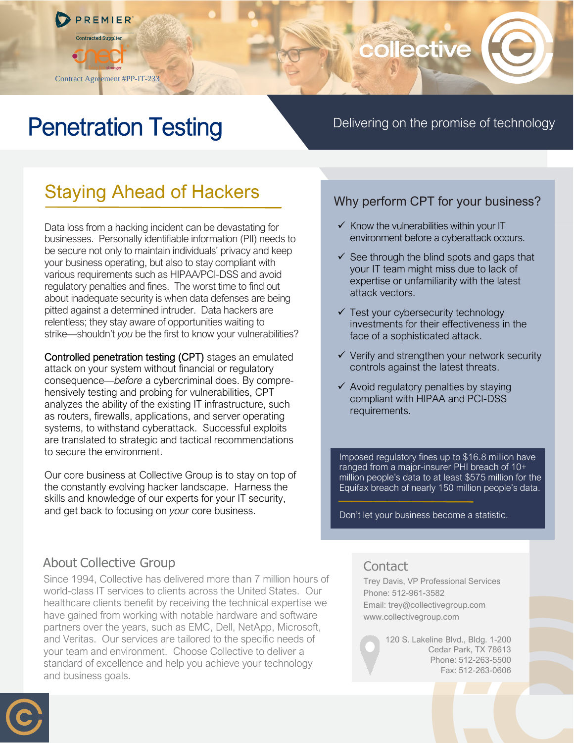PREMIER

Contracted Supplier

cnect stronger

Contract Agreement #PP-IT-233

collective

# Penetration Testing

Delivering on the promise of technology

## Staying Ahead of Hackers

Data loss from a hacking incident can be devastating for businesses. Personally identifiable information (PII) needs to be secure not only to maintain individuals' privacy and keep your business operating, but also to stay compliant with various requirements such as HIPAA/PCI-DSS and avoid regulatory penalties and fines. The worst time to find out about inadequate security is when data defenses are being pitted against a determined intruder. Data hackers are relentless; they stay aware of opportunities waiting to strike—shouldn't *you* be the first to know your vulnerabilities?

Controlled penetration testing (CPT) stages an emulated attack on your system without financial or regulatory consequence—*before* a cybercriminal does. By comprehensively testing and probing for vulnerabilities, CPT analyzes the ability of the existing IT infrastructure, such as routers, firewalls, applications, and server operating systems, to withstand cyberattack. Successful exploits are translated to strategic and tactical recommendations to secure the environment.

Our core business at Collective Group is to stay on top of the constantly evolving hacker landscape. Harness the skills and knowledge of our experts for your IT security, and get back to focusing on *your* core business.

### Why perform CPT for your business?

- ✓ Know the vulnerabilities within your IT environment before a cyberattack occurs.
- ✓ See through the blind spots and gaps that your IT team might miss due to lack of expertise or unfamiliarity with the latest attack vectors.
- ✓ Test your cybersecurity technology investments for their effectiveness in the face of a sophisticated attack.
- ✓ Verify and strengthen your network security controls against the latest threats.
- ✓ Avoid regulatory penalties by staying compliant with HIPAA and PCI-DSS requirements.

Imposed regulatory fines up to $16.8 million have ranged from a major-insurer PHI breach of 10+ million people's data to at least $575 million for the Equifax breach of nearly 150 million people's data.

Don't let your business become a statistic.

### About Collective Group

Since 1994, Collective has delivered more than 7 million hours of world-class IT services to clients across the United States. Our healthcare clients benefit by receiving the technical expertise we have gained from working with notable hardware and software partners over the years, such as EMC, Dell, NetApp, Microsoft, and Veritas. Our services are tailored to the specific needs of your team and environment. Choose Collective to deliver a standard of excellence and help you achieve your technology and business goals.

### Contact

Trey Davis, VP Professional Services
Phone: 512-961-3582
Email: trey@collectivegroup.com
www.collectivegroup.com

120 S. Lakeline Blvd., Bldg. 1-200
Cedar Park, TX 78613
Phone: 512-263-5500
Fax: 512-263-0606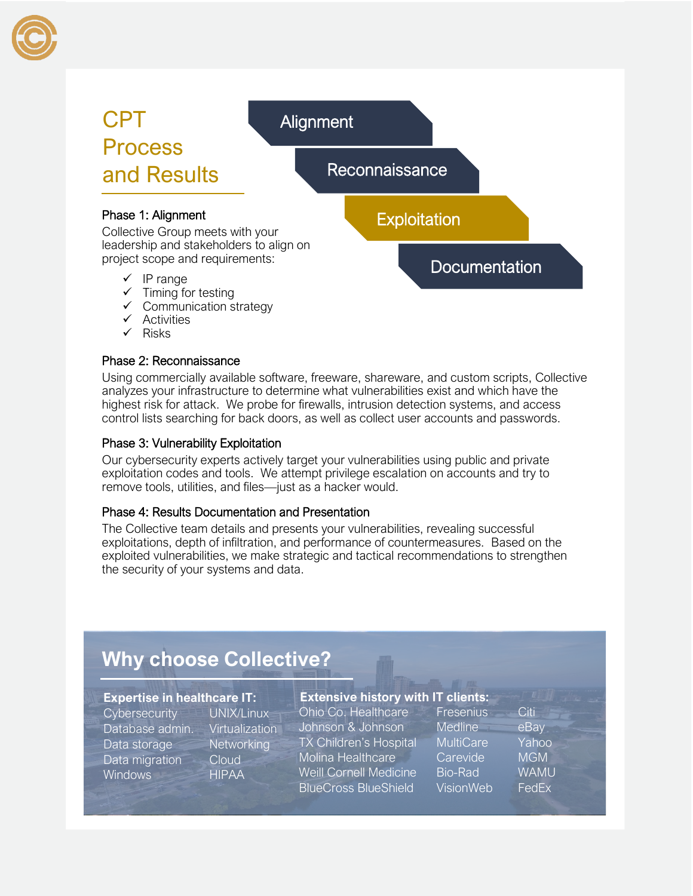# CPT Process and Results

Alignment

Reconnaissance

Exploitation

Documentation

### Phase 1: Alignment

Collective Group meets with your leadership and stakeholders to align on project scope and requirements:

- ✓ IP range
- ✓ Timing for testing
- ✓ Communication strategy
- ✓ Activities
- ✓ Risks

### Phase 2: Reconnaissance

Using commercially available software, freeware, shareware, and custom scripts, Collective analyzes your infrastructure to determine what vulnerabilities exist and which have the highest risk for attack. We probe for firewalls, intrusion detection systems, and access control lists searching for back doors, as well as collect user accounts and passwords.

### Phase 3: Vulnerability Exploitation

Our cybersecurity experts actively target your vulnerabilities using public and private exploitation codes and tools. We attempt privilege escalation on accounts and try to remove tools, utilities, and files—just as a hacker would.

### Phase 4: Results Documentation and Presentation

The Collective team details and presents your vulnerabilities, revealing successful exploitations, depth of infiltration, and performance of countermeasures. Based on the exploited vulnerabilities, we make strategic and tactical recommendations to strengthen the security of your systems and data.

## Why choose Collective?

**Expertise in healthcare IT:**

- Cybersecurity
- Database admin.
- Data storage
- Data migration
- Windows
- UNIX/Linux
- Virtualization
- Networking
- Cloud
- HIPAA

**Extensive history with IT clients:**

- Ohio Co. Healthcare
- Johnson & Johnson
- TX Children's Hospital
- Molina Healthcare
- Weill Cornell Medicine
- BlueCross BlueShield
- Fresenius
- Medline
- MultiCare
- Carevide
- Bio-Rad
- VisionWeb
- Citi
- eBay
- Yahoo
- MGM
- WAMU
- FedEx